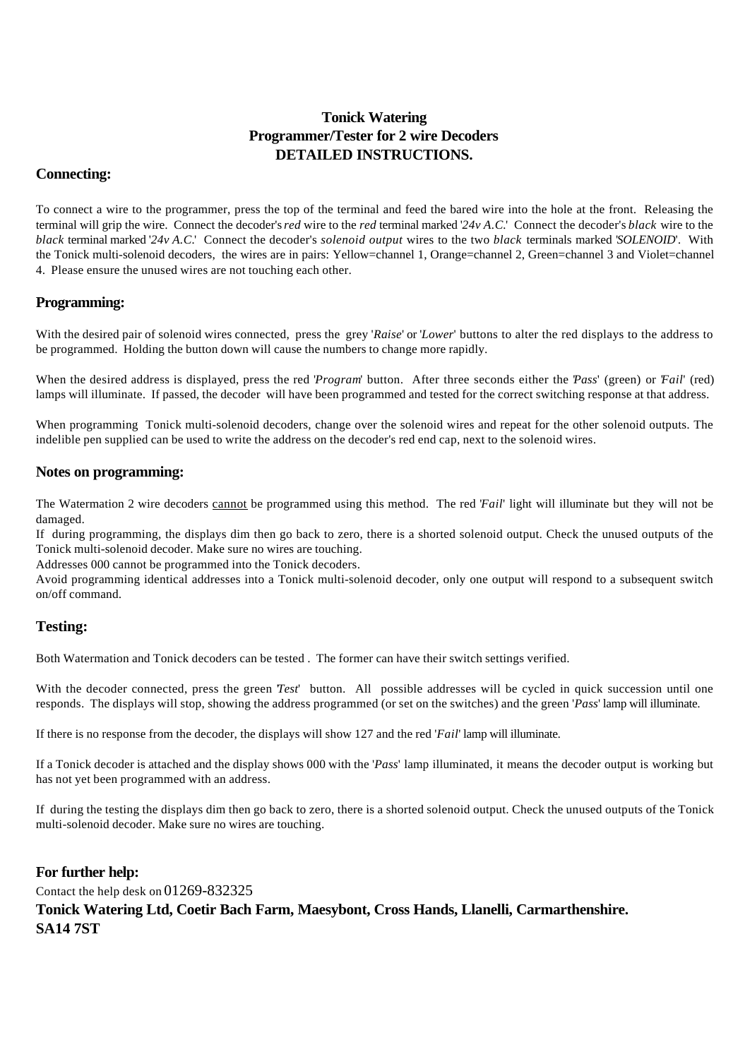# Tonick Watering
# Programmer/Tester for 2 wire Decoders
# DETAILED INSTRUCTIONS.

## Connecting:

To connect a wire to the programmer, press the top of the terminal and feed the bared wire into the hole at the front. Releasing the terminal will grip the wire. Connect the decoder's *red* wire to the *red* terminal marked '*24v A.C.*' Connect the decoder's *black* wire to the *black* terminal marked '*24v A.C.*' Connect the decoder's *solenoid output* wires to the two *black* terminals marked '*SOLENOID*'. With the Tonick multi-solenoid decoders, the wires are in pairs: Yellow=channel 1, Orange=channel 2, Green=channel 3 and Violet=channel 4. Please ensure the unused wires are not touching each other.

## Programming:

With the desired pair of solenoid wires connected, press the grey '*Raise*' or '*Lower*' buttons to alter the red displays to the address to be programmed. Holding the button down will cause the numbers to change more rapidly.

When the desired address is displayed, press the red '*Program*' button. After three seconds either the '*Pass*' (green) or '*Fail*' (red) lamps will illuminate. If passed, the decoder will have been programmed and tested for the correct switching response at that address.

When programming Tonick multi-solenoid decoders, change over the solenoid wires and repeat for the other solenoid outputs. The indelible pen supplied can be used to write the address on the decoder's red end cap, next to the solenoid wires.

## Notes on programming:

The Watermation 2 wire decoders <u>cannot</u> be programmed using this method. The red '*Fail*' light will illuminate but they will not be damaged.

If during programming, the displays dim then go back to zero, there is a shorted solenoid output. Check the unused outputs of the Tonick multi-solenoid decoder. Make sure no wires are touching.

Addresses 000 cannot be programmed into the Tonick decoders.

Avoid programming identical addresses into a Tonick multi-solenoid decoder, only one output will respond to a subsequent switch on/off command.

## Testing:

Both Watermation and Tonick decoders can be tested . The former can have their switch settings verified.

With the decoder connected, press the green '*Test*' button. All possible addresses will be cycled in quick succession until one responds. The displays will stop, showing the address programmed (or set on the switches) and the green '*Pass*' lamp will illuminate.

If there is no response from the decoder, the displays will show 127 and the red '*Fail*' lamp will illuminate.

If a Tonick decoder is attached and the display shows 000 with the '*Pass*' lamp illuminated, it means the decoder output is working but has not yet been programmed with an address.

If during the testing the displays dim then go back to zero, there is a shorted solenoid output. Check the unused outputs of the Tonick multi-solenoid decoder. Make sure no wires are touching.

## For further help:

Contact the help desk on 01269-832325

**Tonick Watering Ltd, Coetir Bach Farm, Maesybont, Cross Hands, Llanelli, Carmarthenshire. SA14 7ST**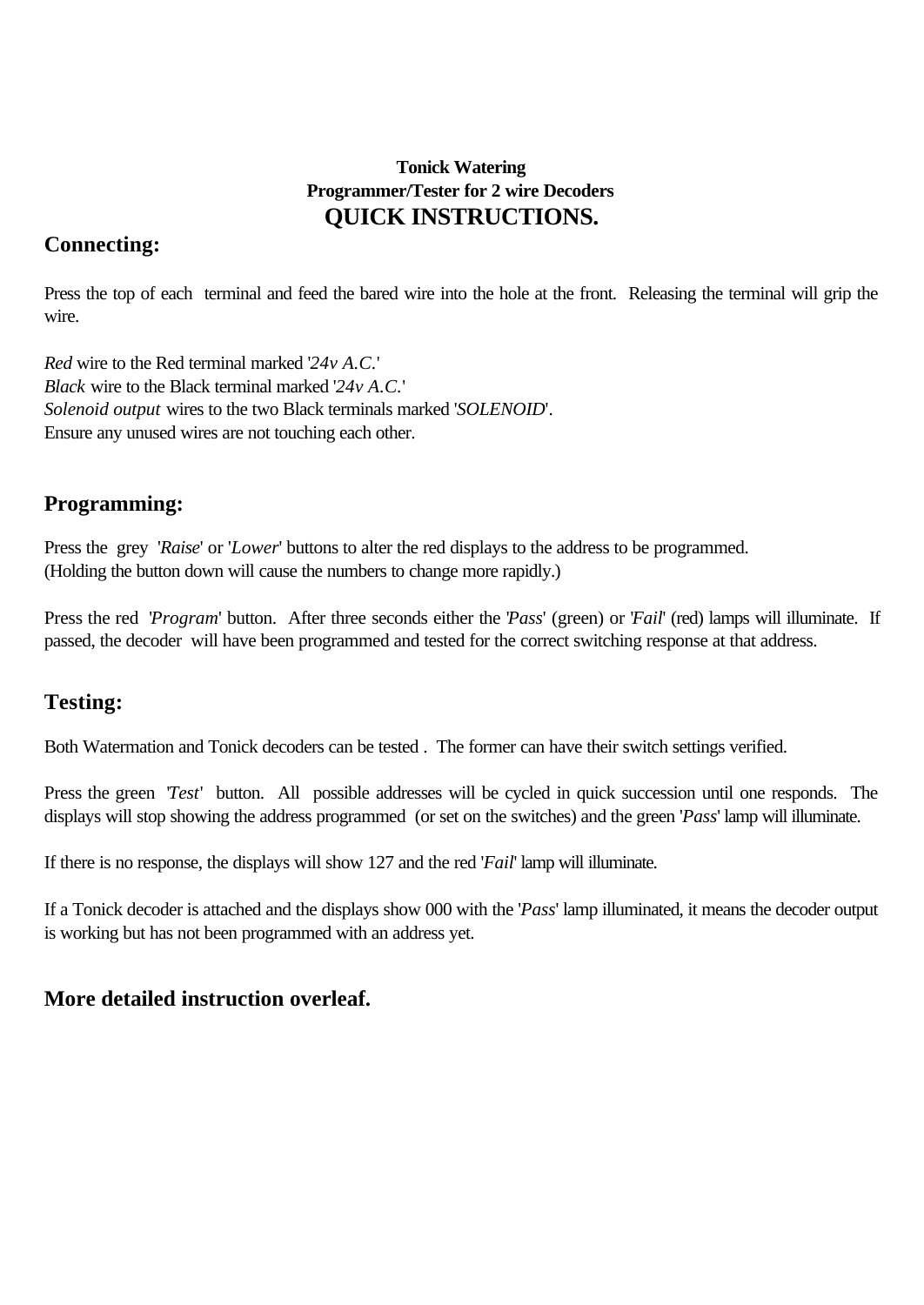**Tonick Watering**
**Programmer/Tester for 2 wire Decoders**

# QUICK INSTRUCTIONS.

## Connecting:

Press the top of each terminal and feed the bared wire into the hole at the front. Releasing the terminal will grip the wire.

*Red* wire to the Red terminal marked '*24v A.C.*'
*Black* wire to the Black terminal marked '*24v A.C.*'
*Solenoid output* wires to the two Black terminals marked '*SOLENOID*'.
Ensure any unused wires are not touching each other.

## Programming:

Press the grey '*Raise*' or '*Lower*' buttons to alter the red displays to the address to be programmed.
(Holding the button down will cause the numbers to change more rapidly.)

Press the red '*Program*' button. After three seconds either the '*Pass*' (green) or '*Fail*' (red) lamps will illuminate. If passed, the decoder will have been programmed and tested for the correct switching response at that address.

## Testing:

Both Watermation and Tonick decoders can be tested . The former can have their switch settings verified.

Press the green '*Test*' button. All possible addresses will be cycled in quick succession until one responds. The displays will stop showing the address programmed (or set on the switches) and the green '*Pass*' lamp will illuminate.

If there is no response, the displays will show 127 and the red '*Fail*' lamp will illuminate.

If a Tonick decoder is attached and the displays show 000 with the '*Pass*' lamp illuminated, it means the decoder output is working but has not been programmed with an address yet.

## More detailed instruction overleaf.